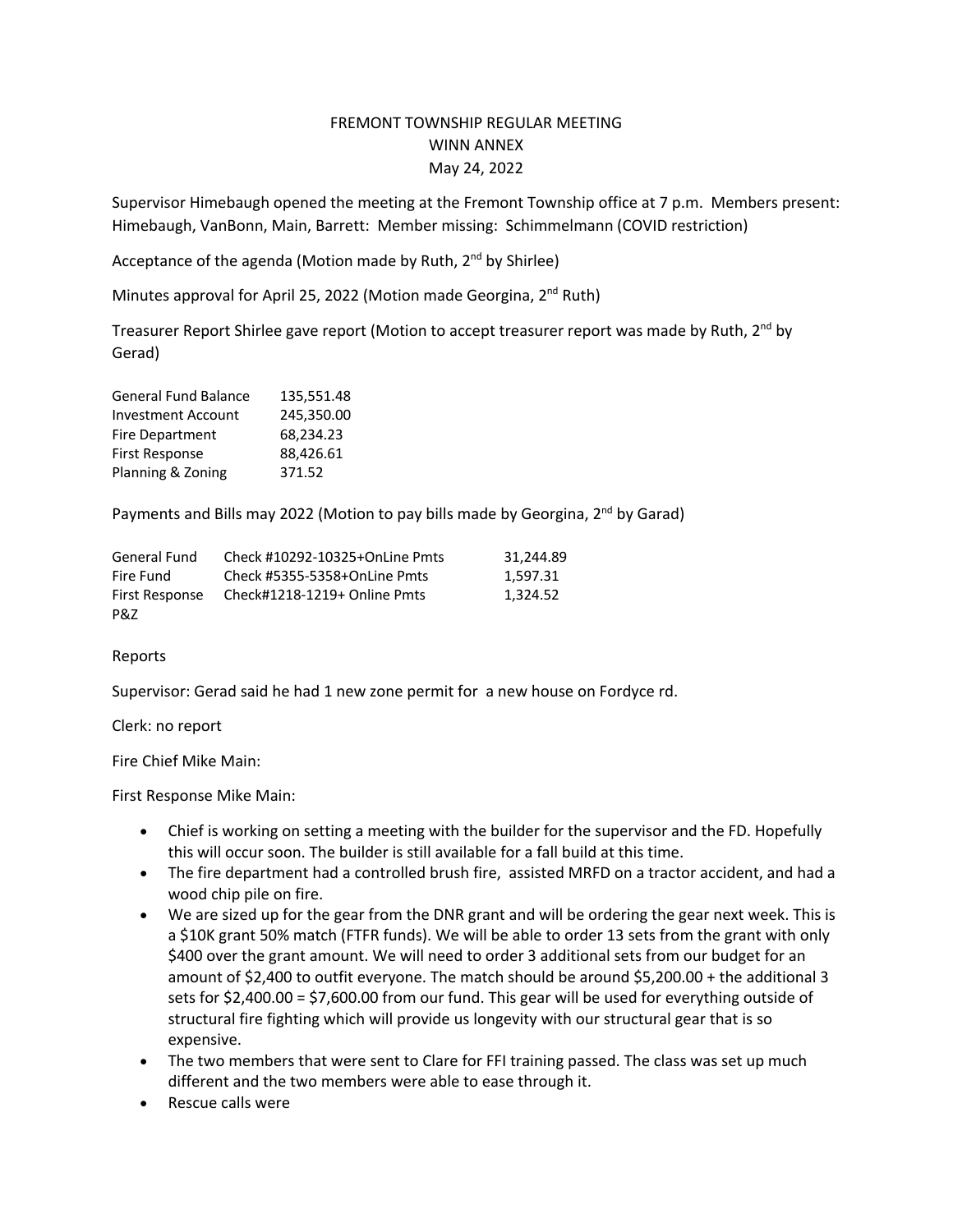# FREMONT TOWNSHIP REGULAR MEETING
## WINN ANNEX
## May 24, 2022

Supervisor Himebaugh opened the meeting at the Fremont Township office at 7 p.m. Members present: Himebaugh, VanBonn, Main, Barrett: Member missing: Schimmelmann (COVID restriction)

Acceptance of the agenda (Motion made by Ruth, 2nd by Shirlee)

Minutes approval for April 25, 2022 (Motion made Georgina, 2nd Ruth)

Treasurer Report Shirlee gave report (Motion to accept treasurer report was made by Ruth, 2nd by Gerad)

| | |
|---|---|
| General Fund Balance | 135,551.48 |
| Investment Account | 245,350.00 |
| Fire Department | 68,234.23 |
| First Response | 88,426.61 |
| Planning & Zoning | 371.52 |

Payments and Bills may 2022 (Motion to pay bills made by Georgina, 2nd by Garad)

| | | |
|---|---|---|
| General Fund | Check #10292-10325+OnLine Pmts | 31,244.89 |
| Fire Fund | Check #5355-5358+OnLine Pmts | 1,597.31 |
| First Response | Check#1218-1219+ Online Pmts | 1,324.52 |
| P&Z | | |

Reports

Supervisor: Gerad said he had 1 new zone permit for a new house on Fordyce rd.

Clerk: no report

Fire Chief Mike Main:

First Response Mike Main:

- Chief is working on setting a meeting with the builder for the supervisor and the FD. Hopefully this will occur soon. The builder is still available for a fall build at this time.
- The fire department had a controlled brush fire, assisted MRFD on a tractor accident, and had a wood chip pile on fire.
- We are sized up for the gear from the DNR grant and will be ordering the gear next week. This is a $10K grant 50% match (FTFR funds). We will be able to order 13 sets from the grant with only $400 over the grant amount. We will need to order 3 additional sets from our budget for an amount of $2,400 to outfit everyone. The match should be around $5,200.00 + the additional 3 sets for $2,400.00 = $7,600.00 from our fund. This gear will be used for everything outside of structural fire fighting which will provide us longevity with our structural gear that is so expensive.
- The two members that were sent to Clare for FFI training passed. The class was set up much different and the two members were able to ease through it.
- Rescue calls were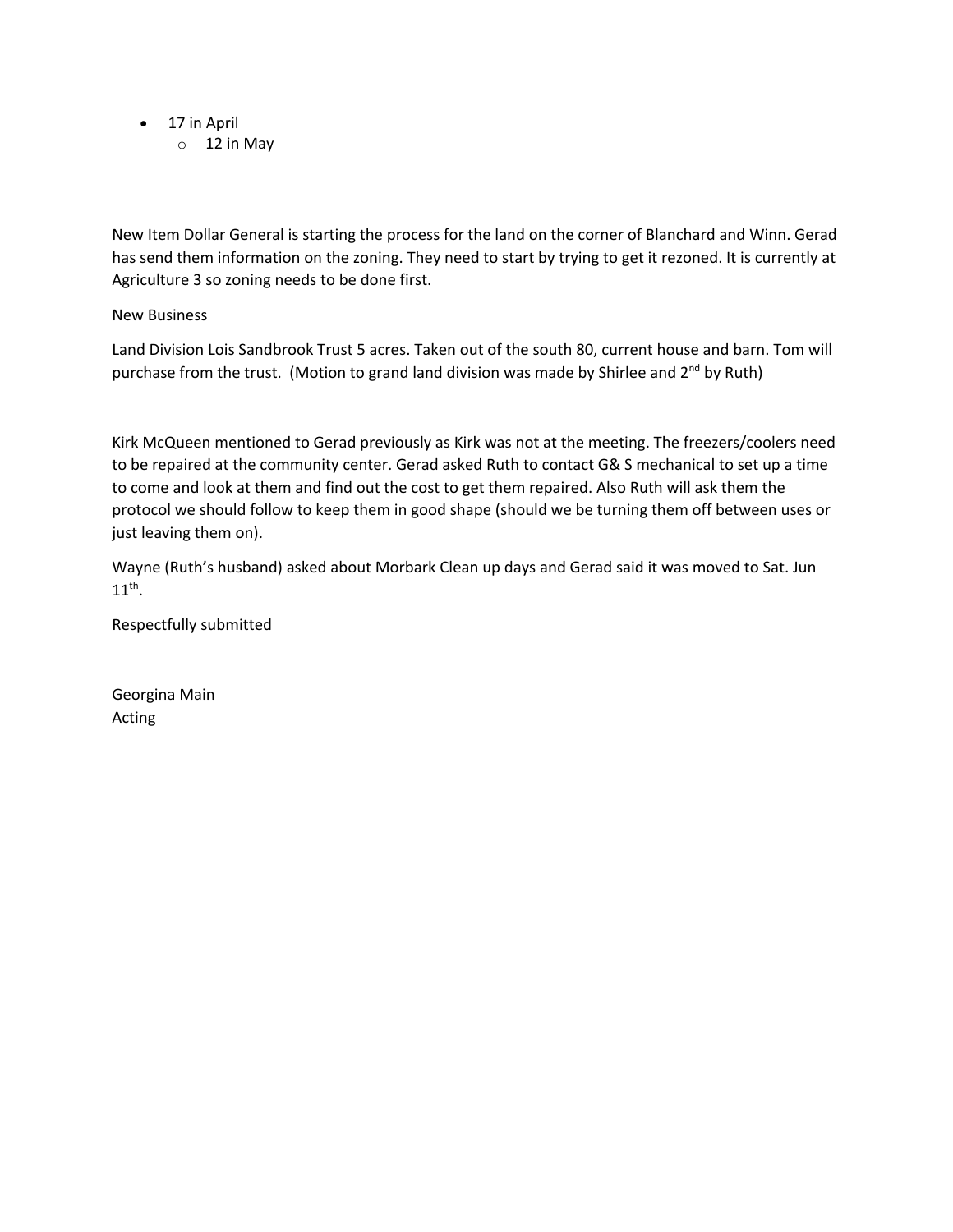- 17 in April
  - 12 in May

New Item Dollar General is starting the process for the land on the corner of Blanchard and Winn. Gerad has send them information on the zoning. They need to start by trying to get it rezoned. It is currently at Agriculture 3 so zoning needs to be done first.

New Business

Land Division Lois Sandbrook Trust 5 acres. Taken out of the south 80, current house and barn. Tom will purchase from the trust. (Motion to grand land division was made by Shirlee and 2nd by Ruth)

Kirk McQueen mentioned to Gerad previously as Kirk was not at the meeting. The freezers/coolers need to be repaired at the community center. Gerad asked Ruth to contact G& S mechanical to set up a time to come and look at them and find out the cost to get them repaired. Also Ruth will ask them the protocol we should follow to keep them in good shape (should we be turning them off between uses or just leaving them on).

Wayne (Ruth's husband) asked about Morbark Clean up days and Gerad said it was moved to Sat. Jun 11th.

Respectfully submitted

Georgina Main
Acting